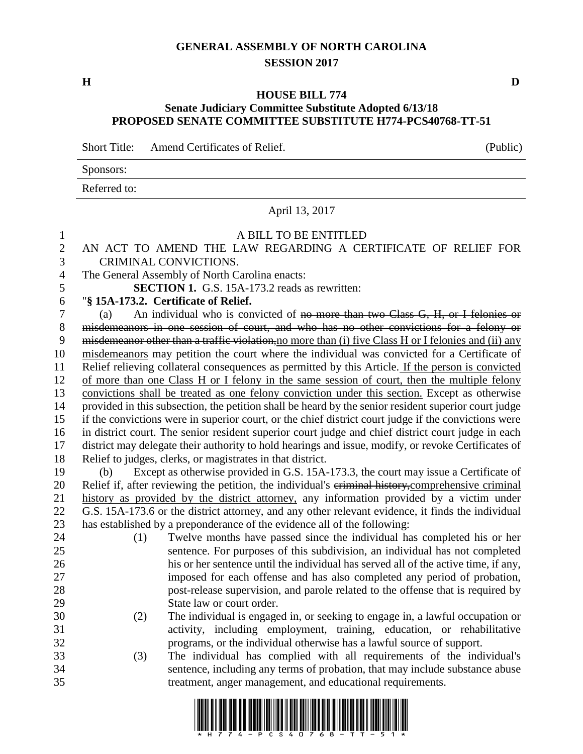# GENERAL ASSEMBLY OF NORTH CAROLINA
## SESSION 2017

**H** **D**

## HOUSE BILL 774
### Senate Judiciary Committee Substitute Adopted 6/13/18
### PROPOSED SENATE COMMITTEE SUBSTITUTE H774-PCS40768-TT-51

Short Title: Amend Certificates of Relief. (Public)

Sponsors:

Referred to:

April 13, 2017

A BILL TO BE ENTITLED

AN ACT TO AMEND THE LAW REGARDING A CERTIFICATE OF RELIEF FOR CRIMINAL CONVICTIONS.

The General Assembly of North Carolina enacts:

**SECTION 1.** G.S. 15A-173.2 reads as rewritten:

"**§ 15A-173.2. Certificate of Relief.**

(a) An individual who is convicted of ~~no more than two Class G, H, or I felonies or misdemeanors in one session of court, and who has no other convictions for a felony or misdemeanor other than a traffic violation,~~<u>no more than (i) five Class H or I felonies and (ii) any misdemeanors</u> may petition the court where the individual was convicted for a Certificate of Relief relieving collateral consequences as permitted by this Article.<u> If the person is convicted of more than one Class H or I felony in the same session of court, then the multiple felony convictions shall be treated as one felony conviction under this section.</u> Except as otherwise provided in this subsection, the petition shall be heard by the senior resident superior court judge if the convictions were in superior court, or the chief district court judge if the convictions were in district court. The senior resident superior court judge and chief district court judge in each district may delegate their authority to hold hearings and issue, modify, or revoke Certificates of Relief to judges, clerks, or magistrates in that district.

(b) Except as otherwise provided in G.S. 15A-173.3, the court may issue a Certificate of Relief if, after reviewing the petition, the individual's ~~criminal history,~~<u>comprehensive criminal history as provided by the district attorney,</u> any information provided by a victim under G.S. 15A-173.6 or the district attorney, and any other relevant evidence, it finds the individual has established by a preponderance of the evidence all of the following:

(1) Twelve months have passed since the individual has completed his or her sentence. For purposes of this subdivision, an individual has not completed his or her sentence until the individual has served all of the active time, if any, imposed for each offense and has also completed any period of probation, post-release supervision, and parole related to the offense that is required by State law or court order.

(2) The individual is engaged in, or seeking to engage in, a lawful occupation or activity, including employment, training, education, or rehabilitative programs, or the individual otherwise has a lawful source of support.

(3) The individual has complied with all requirements of the individual's sentence, including any terms of probation, that may include substance abuse treatment, anger management, and educational requirements.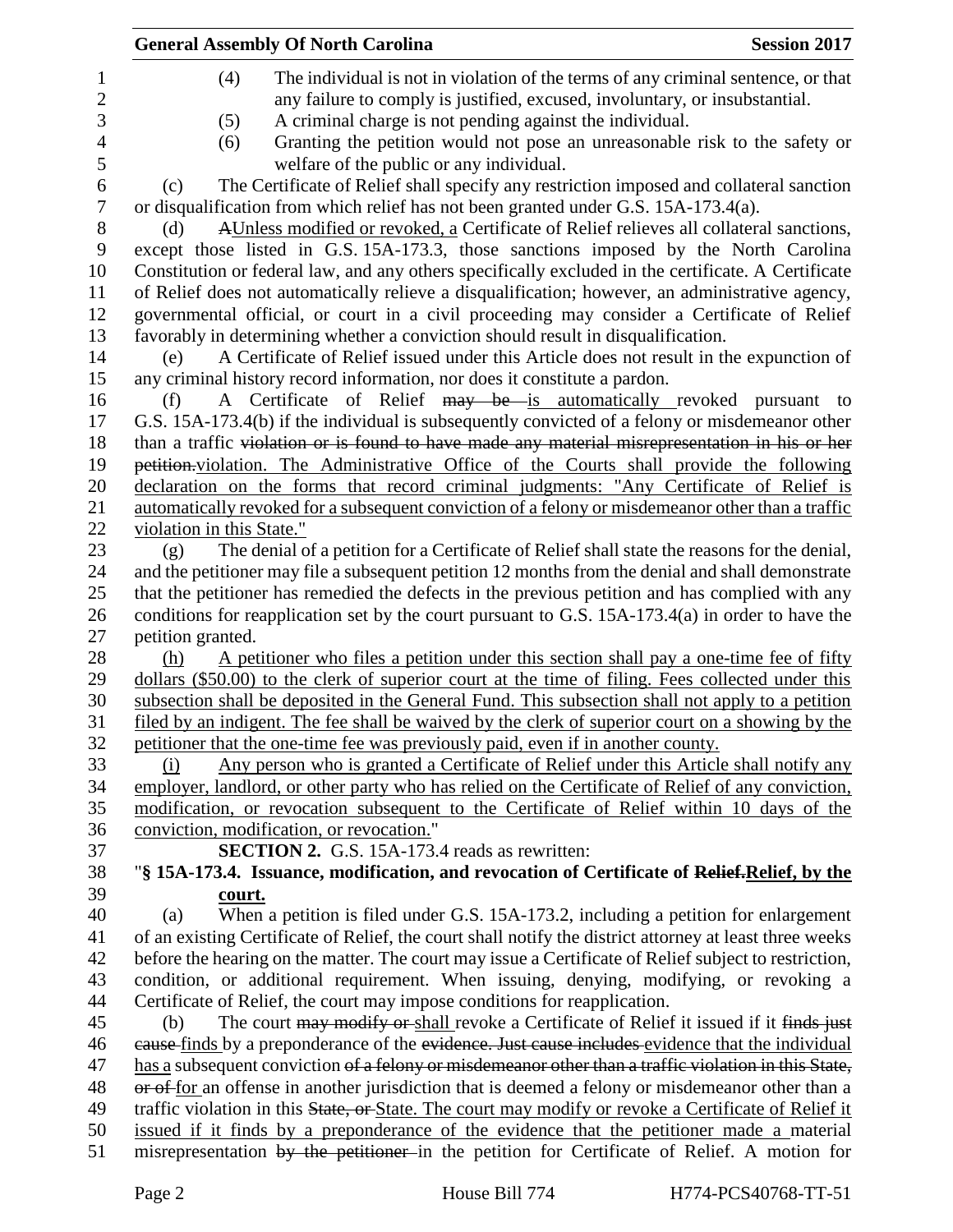(4) The individual is not in violation of the terms of any criminal sentence, or that any failure to comply is justified, excused, involuntary, or insubstantial.

(5) A criminal charge is not pending against the individual.

(6) Granting the petition would not pose an unreasonable risk to the safety or welfare of the public or any individual.

(c) The Certificate of Relief shall specify any restriction imposed and collateral sanction or disqualification from which relief has not been granted under G.S. 15A-173.4(a).

(d) ~~A~~Unless modified or revoked, a Certificate of Relief relieves all collateral sanctions, except those listed in G.S. 15A-173.3, those sanctions imposed by the North Carolina Constitution or federal law, and any others specifically excluded in the certificate. A Certificate of Relief does not automatically relieve a disqualification; however, an administrative agency, governmental official, or court in a civil proceeding may consider a Certificate of Relief favorably in determining whether a conviction should result in disqualification.

(e) A Certificate of Relief issued under this Article does not result in the expunction of any criminal history record information, nor does it constitute a pardon.

(f) A Certificate of Relief ~~may be~~ is automatically revoked pursuant to G.S. 15A-173.4(b) if the individual is subsequently convicted of a felony or misdemeanor other than a traffic ~~violation or is found to have made any material misrepresentation in his or her petition.~~violation. The Administrative Office of the Courts shall provide the following declaration on the forms that record criminal judgments: "Any Certificate of Relief is automatically revoked for a subsequent conviction of a felony or misdemeanor other than a traffic violation in this State."

(g) The denial of a petition for a Certificate of Relief shall state the reasons for the denial, and the petitioner may file a subsequent petition 12 months from the denial and shall demonstrate that the petitioner has remedied the defects in the previous petition and has complied with any conditions for reapplication set by the court pursuant to G.S. 15A-173.4(a) in order to have the petition granted.

(h) A petitioner who files a petition under this section shall pay a one-time fee of fifty dollars ($50.00) to the clerk of superior court at the time of filing. Fees collected under this subsection shall be deposited in the General Fund. This subsection shall not apply to a petition filed by an indigent. The fee shall be waived by the clerk of superior court on a showing by the petitioner that the one-time fee was previously paid, even if in another county.

(i) Any person who is granted a Certificate of Relief under this Article shall notify any employer, landlord, or other party who has relied on the Certificate of Relief of any conviction, modification, or revocation subsequent to the Certificate of Relief within 10 days of the conviction, modification, or revocation."

**SECTION 2.** G.S. 15A-173.4 reads as rewritten:

"**§ 15A-173.4. Issuance, modification, and revocation of Certificate of ~~Relief.~~Relief, by the court.**

(a) When a petition is filed under G.S. 15A-173.2, including a petition for enlargement of an existing Certificate of Relief, the court shall notify the district attorney at least three weeks before the hearing on the matter. The court may issue a Certificate of Relief subject to restriction, condition, or additional requirement. When issuing, denying, modifying, or revoking a Certificate of Relief, the court may impose conditions for reapplication.

(b) The court ~~may modify or~~ shall revoke a Certificate of Relief it issued if it ~~finds just cause~~ finds by a preponderance of the ~~evidence. Just cause includes~~ evidence that the individual has a subsequent conviction ~~of a felony or misdemeanor other than a traffic violation in this State, or of~~ for an offense in another jurisdiction that is deemed a felony or misdemeanor other than a traffic violation in this ~~State, or~~ State. The court may modify or revoke a Certificate of Relief it issued if it finds by a preponderance of the evidence that the petitioner made a material misrepresentation ~~by the petitioner~~ in the petition for Certificate of Relief. A motion for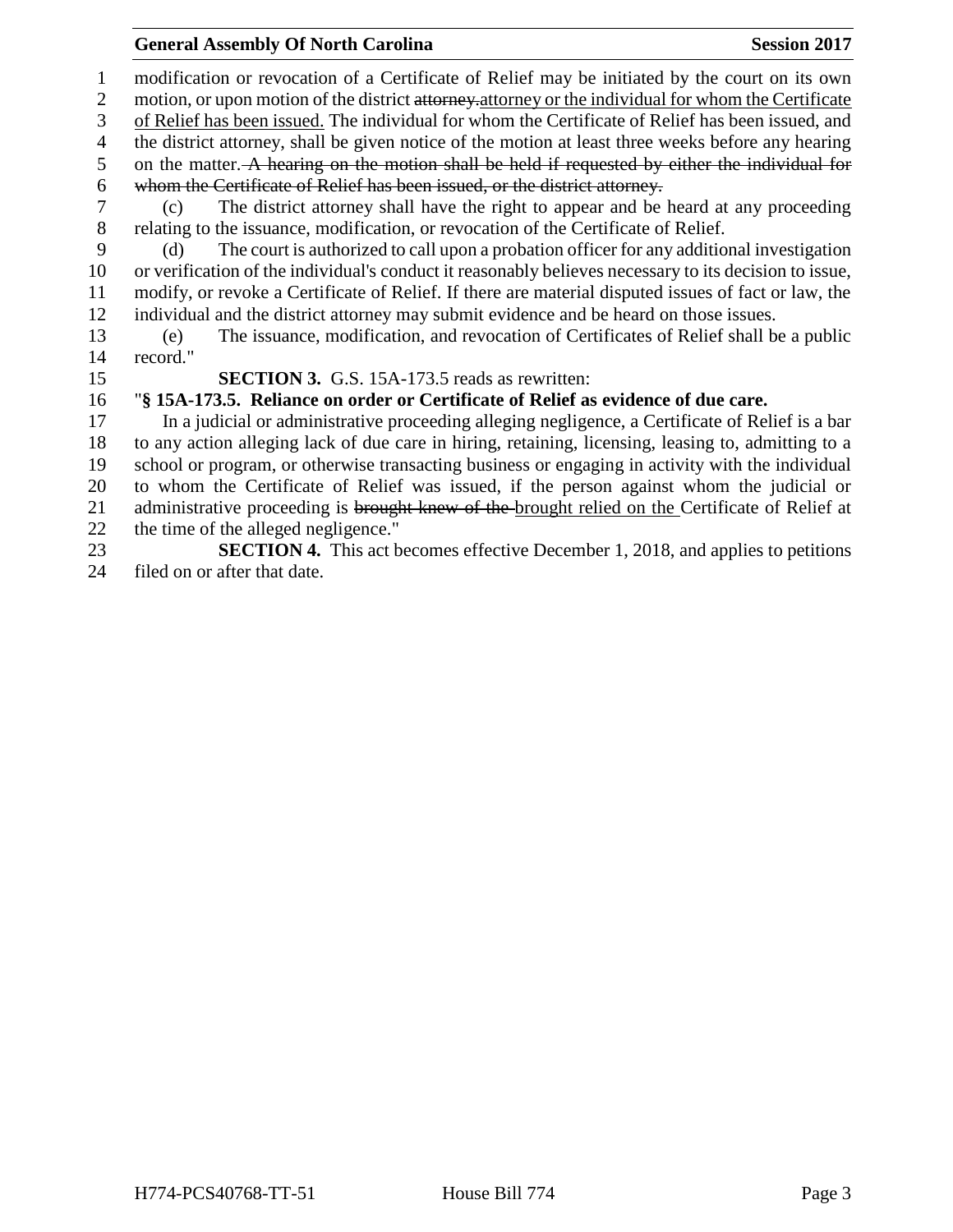modification or revocation of a Certificate of Relief may be initiated by the court on its own motion, or upon motion of the district ~~attorney.~~attorney or the individual for whom the Certificate of Relief has been issued. The individual for whom the Certificate of Relief has been issued, and the district attorney, shall be given notice of the motion at least three weeks before any hearing on the matter. ~~A hearing on the motion shall be held if requested by either the individual for whom the Certificate of Relief has been issued, or the district attorney.~~

(c) The district attorney shall have the right to appear and be heard at any proceeding relating to the issuance, modification, or revocation of the Certificate of Relief.

(d) The court is authorized to call upon a probation officer for any additional investigation or verification of the individual's conduct it reasonably believes necessary to its decision to issue, modify, or revoke a Certificate of Relief. If there are material disputed issues of fact or law, the individual and the district attorney may submit evidence and be heard on those issues.

(e) The issuance, modification, and revocation of Certificates of Relief shall be a public record."

**SECTION 3.** G.S. 15A-173.5 reads as rewritten:

"**§ 15A-173.5. Reliance on order or Certificate of Relief as evidence of due care.**

In a judicial or administrative proceeding alleging negligence, a Certificate of Relief is a bar to any action alleging lack of due care in hiring, retaining, licensing, leasing to, admitting to a school or program, or otherwise transacting business or engaging in activity with the individual to whom the Certificate of Relief was issued, if the person against whom the judicial or administrative proceeding is ~~brought knew of the~~ brought relied on the Certificate of Relief at the time of the alleged negligence."

**SECTION 4.** This act becomes effective December 1, 2018, and applies to petitions filed on or after that date.